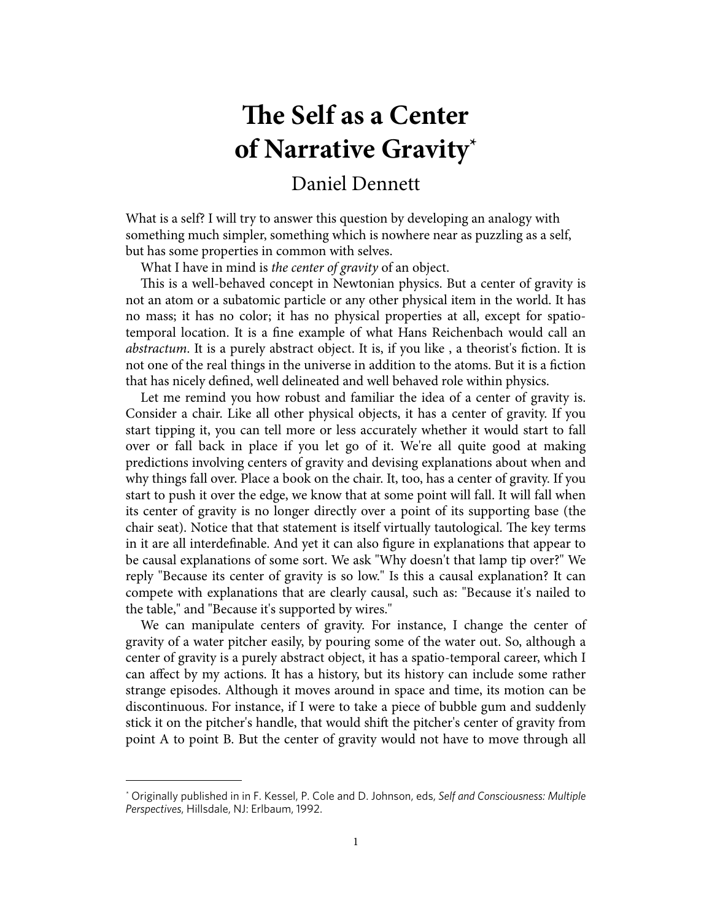# The Self as a Center of Narrative Gravity*

Daniel Dennett

What is a self? I will try to answer this question by developing an analogy with something much simpler, something which is nowhere near as puzzling as a self, but has some properties in common with selves.

What I have in mind is *the center of gravity* of an object.

This is a well-behaved concept in Newtonian physics. But a center of gravity is not an atom or a subatomic particle or any other physical item in the world. It has no mass; it has no color; it has no physical properties at all, except for spatio-temporal location. It is a fine example of what Hans Reichenbach would call an *abstractum*. It is a purely abstract object. It is, if you like , a theorist's fiction. It is not one of the real things in the universe in addition to the atoms. But it is a fiction that has nicely defined, well delineated and well behaved role within physics.

Let me remind you how robust and familiar the idea of a center of gravity is. Consider a chair. Like all other physical objects, it has a center of gravity. If you start tipping it, you can tell more or less accurately whether it would start to fall over or fall back in place if you let go of it. We're all quite good at making predictions involving centers of gravity and devising explanations about when and why things fall over. Place a book on the chair. It, too, has a center of gravity. If you start to push it over the edge, we know that at some point will fall. It will fall when its center of gravity is no longer directly over a point of its supporting base (the chair seat). Notice that that statement is itself virtually tautological. The key terms in it are all interdefinable. And yet it can also figure in explanations that appear to be causal explanations of some sort. We ask "Why doesn't that lamp tip over?" We reply "Because its center of gravity is so low." Is this a causal explanation? It can compete with explanations that are clearly causal, such as: "Because it's nailed to the table," and "Because it's supported by wires."

We can manipulate centers of gravity. For instance, I change the center of gravity of a water pitcher easily, by pouring some of the water out. So, although a center of gravity is a purely abstract object, it has a spatio-temporal career, which I can affect by my actions. It has a history, but its history can include some rather strange episodes. Although it moves around in space and time, its motion can be discontinuous. For instance, if I were to take a piece of bubble gum and suddenly stick it on the pitcher's handle, that would shift the pitcher's center of gravity from point A to point B. But the center of gravity would not have to move through all

---

* Originally published in in F. Kessel, P. Cole and D. Johnson, eds, *Self and Consciousness: Multiple Perspectives*, Hillsdale, NJ: Erlbaum, 1992.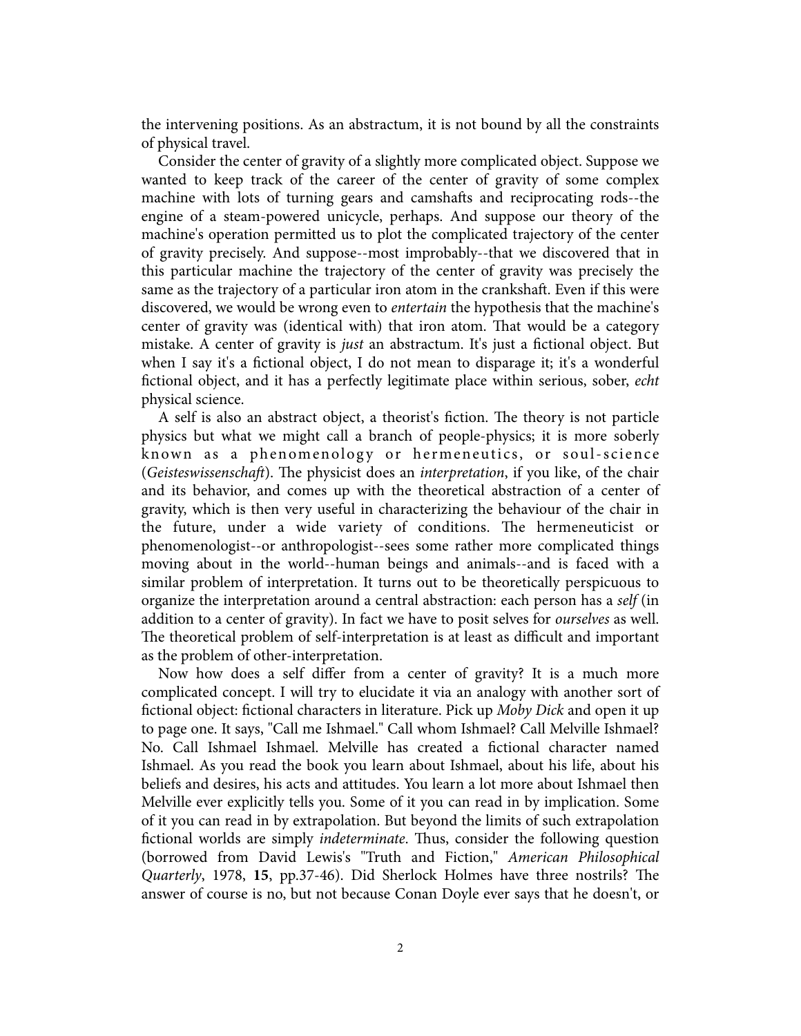the intervening positions. As an abstractum, it is not bound by all the constraints of physical travel.

Consider the center of gravity of a slightly more complicated object. Suppose we wanted to keep track of the career of the center of gravity of some complex machine with lots of turning gears and camshafts and reciprocating rods--the engine of a steam-powered unicycle, perhaps. And suppose our theory of the machine's operation permitted us to plot the complicated trajectory of the center of gravity precisely. And suppose--most improbably--that we discovered that in this particular machine the trajectory of the center of gravity was precisely the same as the trajectory of a particular iron atom in the crankshaft. Even if this were discovered, we would be wrong even to *entertain* the hypothesis that the machine's center of gravity was (identical with) that iron atom. That would be a category mistake. A center of gravity is *just* an abstractum. It's just a fictional object. But when I say it's a fictional object, I do not mean to disparage it; it's a wonderful fictional object, and it has a perfectly legitimate place within serious, sober, *echt* physical science.

A self is also an abstract object, a theorist's fiction. The theory is not particle physics but what we might call a branch of people-physics; it is more soberly known as a phenomenology or hermeneutics, or soul-science (*Geisteswissenschaft*). The physicist does an *interpretation*, if you like, of the chair and its behavior, and comes up with the theoretical abstraction of a center of gravity, which is then very useful in characterizing the behaviour of the chair in the future, under a wide variety of conditions. The hermeneuticist or phenomenologist--or anthropologist--sees some rather more complicated things moving about in the world--human beings and animals--and is faced with a similar problem of interpretation. It turns out to be theoretically perspicuous to organize the interpretation around a central abstraction: each person has a *self* (in addition to a center of gravity). In fact we have to posit selves for *ourselves* as well. The theoretical problem of self-interpretation is at least as difficult and important as the problem of other-interpretation.

Now how does a self differ from a center of gravity? It is a much more complicated concept. I will try to elucidate it via an analogy with another sort of fictional object: fictional characters in literature. Pick up *Moby Dick* and open it up to page one. It says, "Call me Ishmael." Call whom Ishmael? Call Melville Ishmael? No. Call Ishmael Ishmael. Melville has created a fictional character named Ishmael. As you read the book you learn about Ishmael, about his life, about his beliefs and desires, his acts and attitudes. You learn a lot more about Ishmael then Melville ever explicitly tells you. Some of it you can read in by implication. Some of it you can read in by extrapolation. But beyond the limits of such extrapolation fictional worlds are simply *indeterminate*. Thus, consider the following question (borrowed from David Lewis's "Truth and Fiction," *American Philosophical Quarterly*, 1978, **15**, pp.37-46). Did Sherlock Holmes have three nostrils? The answer of course is no, but not because Conan Doyle ever says that he doesn't, or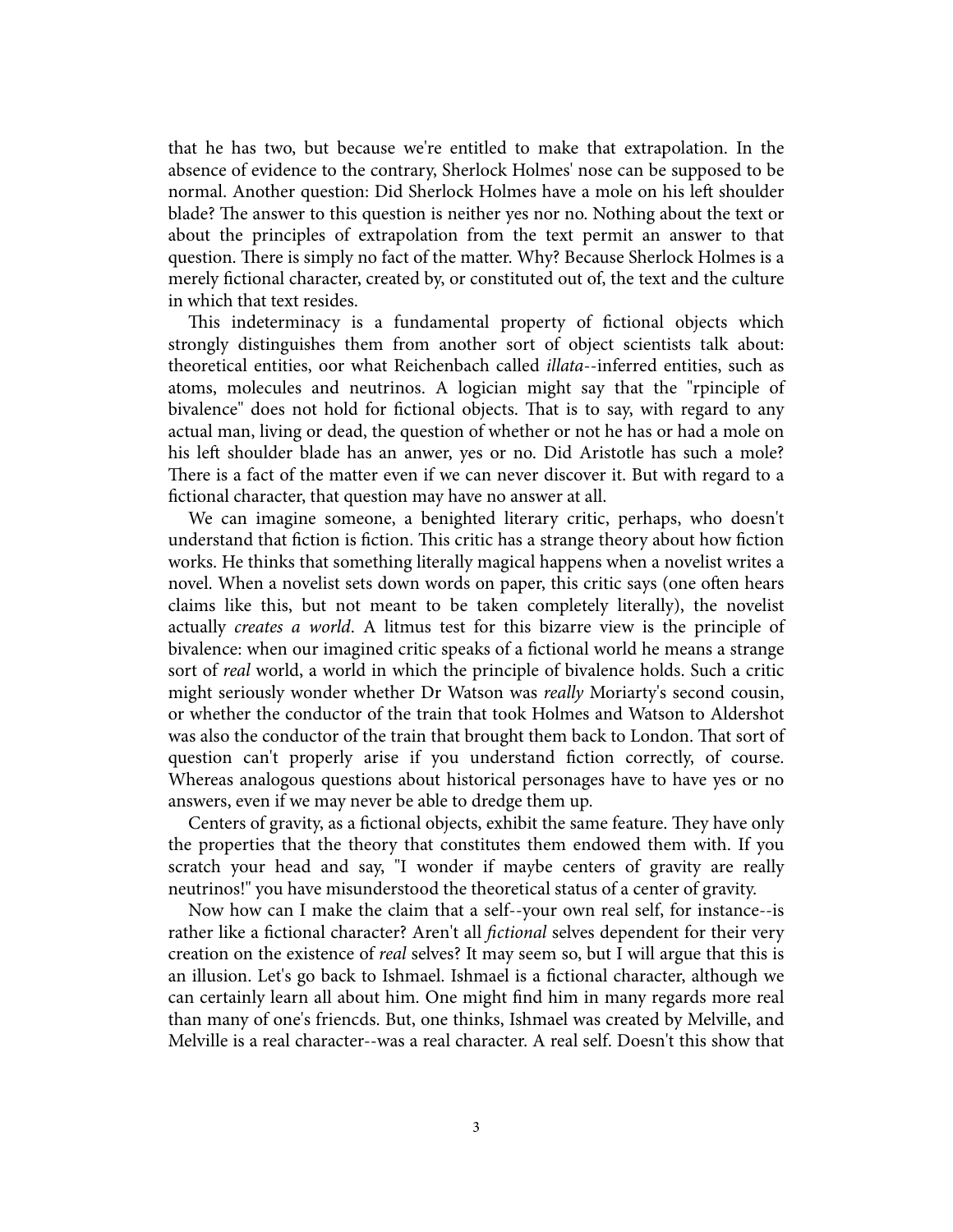that he has two, but because we're entitled to make that extrapolation. In the absence of evidence to the contrary, Sherlock Holmes' nose can be supposed to be normal. Another question: Did Sherlock Holmes have a mole on his left shoulder blade? The answer to this question is neither yes nor no. Nothing about the text or about the principles of extrapolation from the text permit an answer to that question. There is simply no fact of the matter. Why? Because Sherlock Holmes is a merely fictional character, created by, or constituted out of, the text and the culture in which that text resides.

This indeterminacy is a fundamental property of fictional objects which strongly distinguishes them from another sort of object scientists talk about: theoretical entities, oor what Reichenbach called *illata*--inferred entities, such as atoms, molecules and neutrinos. A logician might say that the "rpinciple of bivalence" does not hold for fictional objects. That is to say, with regard to any actual man, living or dead, the question of whether or not he has or had a mole on his left shoulder blade has an anwer, yes or no. Did Aristotle has such a mole? There is a fact of the matter even if we can never discover it. But with regard to a fictional character, that question may have no answer at all.

We can imagine someone, a benighted literary critic, perhaps, who doesn't understand that fiction is fiction. This critic has a strange theory about how fiction works. He thinks that something literally magical happens when a novelist writes a novel. When a novelist sets down words on paper, this critic says (one often hears claims like this, but not meant to be taken completely literally), the novelist actually *creates a world*. A litmus test for this bizarre view is the principle of bivalence: when our imagined critic speaks of a fictional world he means a strange sort of *real* world, a world in which the principle of bivalence holds. Such a critic might seriously wonder whether Dr Watson was *really* Moriarty's second cousin, or whether the conductor of the train that took Holmes and Watson to Aldershot was also the conductor of the train that brought them back to London. That sort of question can't properly arise if you understand fiction correctly, of course. Whereas analogous questions about historical personages have to have yes or no answers, even if we may never be able to dredge them up.

Centers of gravity, as a fictional objects, exhibit the same feature. They have only the properties that the theory that constitutes them endowed them with. If you scratch your head and say, "I wonder if maybe centers of gravity are really neutrinos!" you have misunderstood the theoretical status of a center of gravity.

Now how can I make the claim that a self--your own real self, for instance--is rather like a fictional character? Aren't all *fictional* selves dependent for their very creation on the existence of *real* selves? It may seem so, but I will argue that this is an illusion. Let's go back to Ishmael. Ishmael is a fictional character, although we can certainly learn all about him. One might find him in many regards more real than many of one's friencds. But, one thinks, Ishmael was created by Melville, and Melville is a real character--was a real character. A real self. Doesn't this show that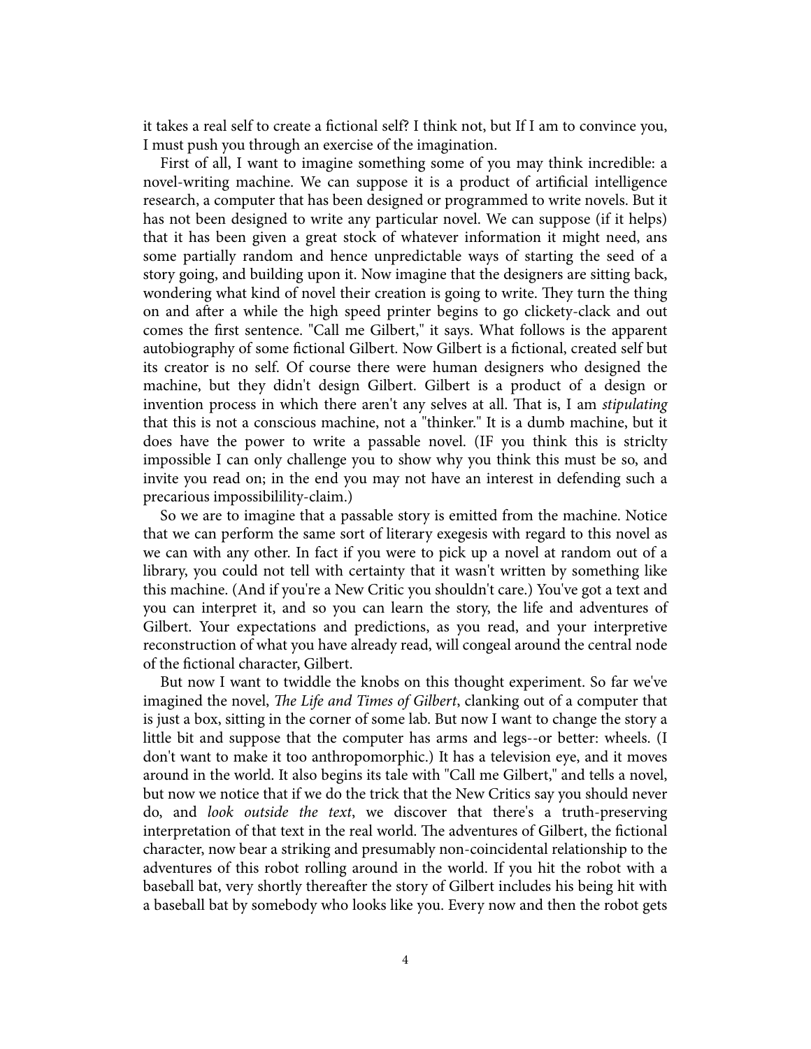it takes a real self to create a fictional self? I think not, but If I am to convince you, I must push you through an exercise of the imagination.

First of all, I want to imagine something some of you may think incredible: a novel-writing machine. We can suppose it is a product of artificial intelligence research, a computer that has been designed or programmed to write novels. But it has not been designed to write any particular novel. We can suppose (if it helps) that it has been given a great stock of whatever information it might need, ans some partially random and hence unpredictable ways of starting the seed of a story going, and building upon it. Now imagine that the designers are sitting back, wondering what kind of novel their creation is going to write. They turn the thing on and after a while the high speed printer begins to go clickety-clack and out comes the first sentence. "Call me Gilbert," it says. What follows is the apparent autobiography of some fictional Gilbert. Now Gilbert is a fictional, created self but its creator is no self. Of course there were human designers who designed the machine, but they didn't design Gilbert. Gilbert is a product of a design or invention process in which there aren't any selves at all. That is, I am *stipulating* that this is not a conscious machine, not a "thinker." It is a dumb machine, but it does have the power to write a passable novel. (IF you think this is striclty impossible I can only challenge you to show why you think this must be so, and invite you read on; in the end you may not have an interest in defending such a precarious impossibilility-claim.)

So we are to imagine that a passable story is emitted from the machine. Notice that we can perform the same sort of literary exegesis with regard to this novel as we can with any other. In fact if you were to pick up a novel at random out of a library, you could not tell with certainty that it wasn't written by something like this machine. (And if you're a New Critic you shouldn't care.) You've got a text and you can interpret it, and so you can learn the story, the life and adventures of Gilbert. Your expectations and predictions, as you read, and your interpretive reconstruction of what you have already read, will congeal around the central node of the fictional character, Gilbert.

But now I want to twiddle the knobs on this thought experiment. So far we've imagined the novel, *The Life and Times of Gilbert*, clanking out of a computer that is just a box, sitting in the corner of some lab. But now I want to change the story a little bit and suppose that the computer has arms and legs--or better: wheels. (I don't want to make it too anthropomorphic.) It has a television eye, and it moves around in the world. It also begins its tale with "Call me Gilbert," and tells a novel, but now we notice that if we do the trick that the New Critics say you should never do, and *look outside the text*, we discover that there's a truth-preserving interpretation of that text in the real world. The adventures of Gilbert, the fictional character, now bear a striking and presumably non-coincidental relationship to the adventures of this robot rolling around in the world. If you hit the robot with a baseball bat, very shortly thereafter the story of Gilbert includes his being hit with a baseball bat by somebody who looks like you. Every now and then the robot gets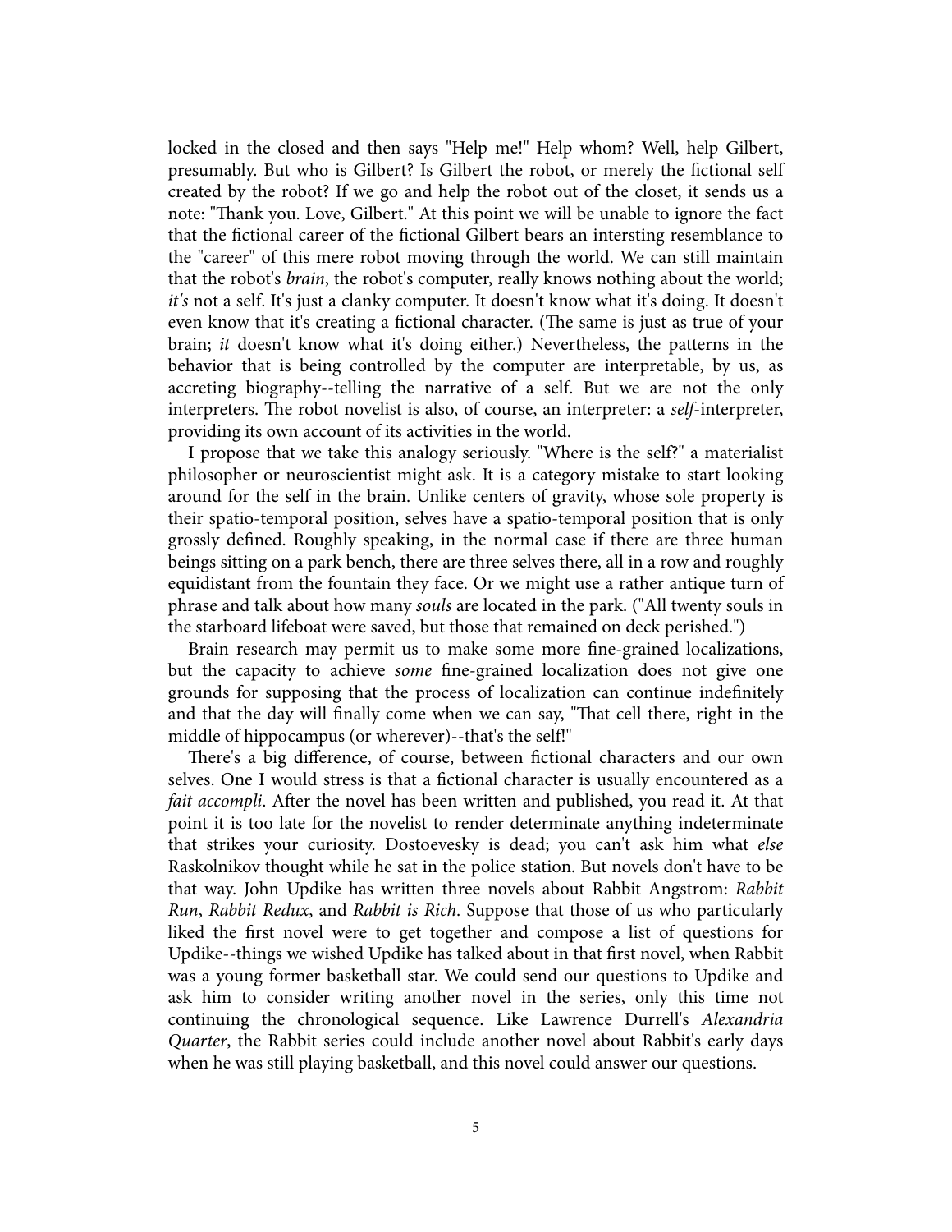locked in the closed and then says "Help me!" Help whom? Well, help Gilbert, presumably. But who is Gilbert? Is Gilbert the robot, or merely the fictional self created by the robot? If we go and help the robot out of the closet, it sends us a note: "Thank you. Love, Gilbert." At this point we will be unable to ignore the fact that the fictional career of the fictional Gilbert bears an intersting resemblance to the "career" of this mere robot moving through the world. We can still maintain that the robot's *brain*, the robot's computer, really knows nothing about the world; *it's* not a self. It's just a clanky computer. It doesn't know what it's doing. It doesn't even know that it's creating a fictional character. (The same is just as true of your brain; *it* doesn't know what it's doing either.) Nevertheless, the patterns in the behavior that is being controlled by the computer are interpretable, by us, as accreting biography--telling the narrative of a self. But we are not the only interpreters. The robot novelist is also, of course, an interpreter: a *self*-interpreter, providing its own account of its activities in the world.

I propose that we take this analogy seriously. "Where is the self?" a materialist philosopher or neuroscientist might ask. It is a category mistake to start looking around for the self in the brain. Unlike centers of gravity, whose sole property is their spatio-temporal position, selves have a spatio-temporal position that is only grossly defined. Roughly speaking, in the normal case if there are three human beings sitting on a park bench, there are three selves there, all in a row and roughly equidistant from the fountain they face. Or we might use a rather antique turn of phrase and talk about how many *souls* are located in the park. ("All twenty souls in the starboard lifeboat were saved, but those that remained on deck perished.")

Brain research may permit us to make some more fine-grained localizations, but the capacity to achieve *some* fine-grained localization does not give one grounds for supposing that the process of localization can continue indefinitely and that the day will finally come when we can say, "That cell there, right in the middle of hippocampus (or wherever)--that's the self!"

There's a big difference, of course, between fictional characters and our own selves. One I would stress is that a fictional character is usually encountered as a *fait accompli*. After the novel has been written and published, you read it. At that point it is too late for the novelist to render determinate anything indeterminate that strikes your curiosity. Dostoevesky is dead; you can't ask him what *else* Raskolnikov thought while he sat in the police station. But novels don't have to be that way. John Updike has written three novels about Rabbit Angstrom: *Rabbit Run*, *Rabbit Redux*, and *Rabbit is Rich*. Suppose that those of us who particularly liked the first novel were to get together and compose a list of questions for Updike--things we wished Updike has talked about in that first novel, when Rabbit was a young former basketball star. We could send our questions to Updike and ask him to consider writing another novel in the series, only this time not continuing the chronological sequence. Like Lawrence Durrell's *Alexandria Quarter*, the Rabbit series could include another novel about Rabbit's early days when he was still playing basketball, and this novel could answer our questions.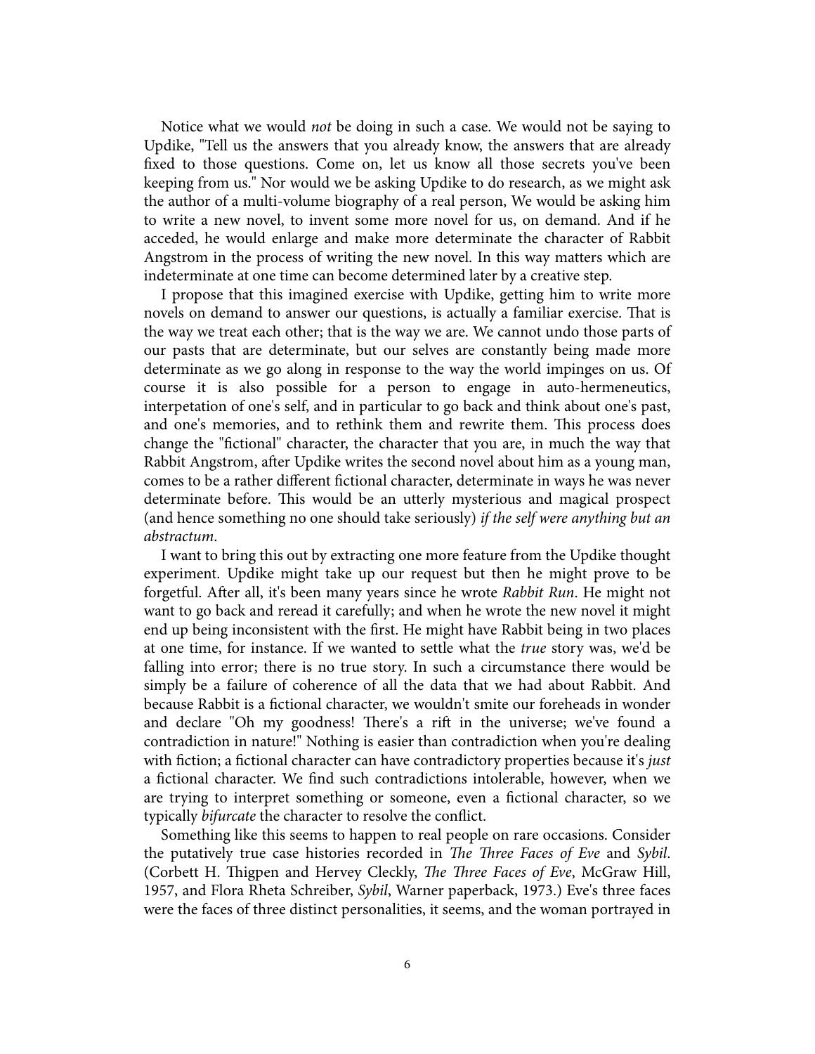Notice what we would *not* be doing in such a case. We would not be saying to Updike, "Tell us the answers that you already know, the answers that are already fixed to those questions. Come on, let us know all those secrets you've been keeping from us." Nor would we be asking Updike to do research, as we might ask the author of a multi-volume biography of a real person, We would be asking him to write a new novel, to invent some more novel for us, on demand. And if he acceded, he would enlarge and make more determinate the character of Rabbit Angstrom in the process of writing the new novel. In this way matters which are indeterminate at one time can become determined later by a creative step.

I propose that this imagined exercise with Updike, getting him to write more novels on demand to answer our questions, is actually a familiar exercise. That is the way we treat each other; that is the way we are. We cannot undo those parts of our pasts that are determinate, but our selves are constantly being made more determinate as we go along in response to the way the world impinges on us. Of course it is also possible for a person to engage in auto-hermeneutics, interpetation of one's self, and in particular to go back and think about one's past, and one's memories, and to rethink them and rewrite them. This process does change the "fictional" character, the character that you are, in much the way that Rabbit Angstrom, after Updike writes the second novel about him as a young man, comes to be a rather different fictional character, determinate in ways he was never determinate before. This would be an utterly mysterious and magical prospect (and hence something no one should take seriously) *if the self were anything but an abstractum*.

I want to bring this out by extracting one more feature from the Updike thought experiment. Updike might take up our request but then he might prove to be forgetful. After all, it's been many years since he wrote *Rabbit Run*. He might not want to go back and reread it carefully; and when he wrote the new novel it might end up being inconsistent with the first. He might have Rabbit being in two places at one time, for instance. If we wanted to settle what the *true* story was, we'd be falling into error; there is no true story. In such a circumstance there would be simply be a failure of coherence of all the data that we had about Rabbit. And because Rabbit is a fictional character, we wouldn't smite our foreheads in wonder and declare "Oh my goodness! There's a rift in the universe; we've found a contradiction in nature!" Nothing is easier than contradiction when you're dealing with fiction; a fictional character can have contradictory properties because it's *just* a fictional character. We find such contradictions intolerable, however, when we are trying to interpret something or someone, even a fictional character, so we typically *bifurcate* the character to resolve the conflict.

Something like this seems to happen to real people on rare occasions. Consider the putatively true case histories recorded in *The Three Faces of Eve* and *Sybil*. (Corbett H. Thigpen and Hervey Cleckly, *The Three Faces of Eve*, McGraw Hill, 1957, and Flora Rheta Schreiber, *Sybil*, Warner paperback, 1973.) Eve's three faces were the faces of three distinct personalities, it seems, and the woman portrayed in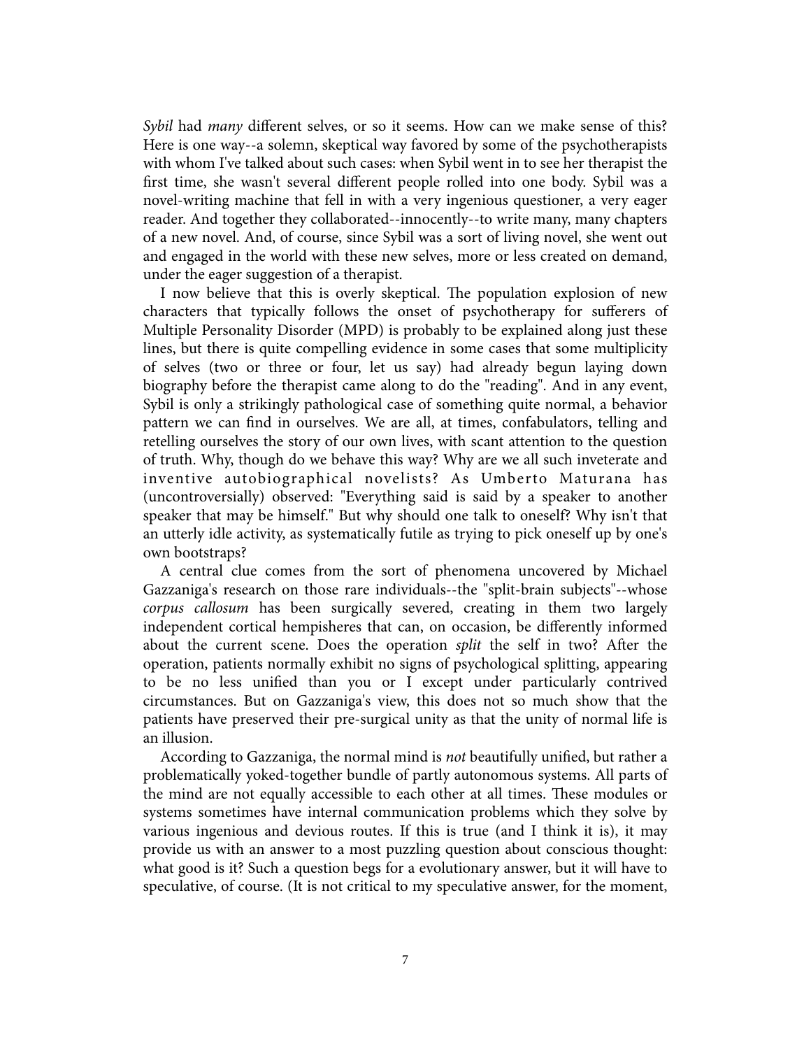*Sybil* had *many* different selves, or so it seems. How can we make sense of this? Here is one way--a solemn, skeptical way favored by some of the psychotherapists with whom I've talked about such cases: when Sybil went in to see her therapist the first time, she wasn't several different people rolled into one body. Sybil was a novel-writing machine that fell in with a very ingenious questioner, a very eager reader. And together they collaborated--innocently--to write many, many chapters of a new novel. And, of course, since Sybil was a sort of living novel, she went out and engaged in the world with these new selves, more or less created on demand, under the eager suggestion of a therapist.

I now believe that this is overly skeptical. The population explosion of new characters that typically follows the onset of psychotherapy for sufferers of Multiple Personality Disorder (MPD) is probably to be explained along just these lines, but there is quite compelling evidence in some cases that some multiplicity of selves (two or three or four, let us say) had already begun laying down biography before the therapist came along to do the "reading". And in any event, Sybil is only a strikingly pathological case of something quite normal, a behavior pattern we can find in ourselves. We are all, at times, confabulators, telling and retelling ourselves the story of our own lives, with scant attention to the question of truth. Why, though do we behave this way? Why are we all such inveterate and inventive autobiographical novelists? As Umberto Maturana has (uncontroversially) observed: "Everything said is said by a speaker to another speaker that may be himself." But why should one talk to oneself? Why isn't that an utterly idle activity, as systematically futile as trying to pick oneself up by one's own bootstraps?

A central clue comes from the sort of phenomena uncovered by Michael Gazzaniga's research on those rare individuals--the "split-brain subjects"--whose *corpus callosum* has been surgically severed, creating in them two largely independent cortical hempisheres that can, on occasion, be differently informed about the current scene. Does the operation *split* the self in two? After the operation, patients normally exhibit no signs of psychological splitting, appearing to be no less unified than you or I except under particularly contrived circumstances. But on Gazzaniga's view, this does not so much show that the patients have preserved their pre-surgical unity as that the unity of normal life is an illusion.

According to Gazzaniga, the normal mind is *not* beautifully unified, but rather a problematically yoked-together bundle of partly autonomous systems. All parts of the mind are not equally accessible to each other at all times. These modules or systems sometimes have internal communication problems which they solve by various ingenious and devious routes. If this is true (and I think it is), it may provide us with an answer to a most puzzling question about conscious thought: what good is it? Such a question begs for a evolutionary answer, but it will have to speculative, of course. (It is not critical to my speculative answer, for the moment,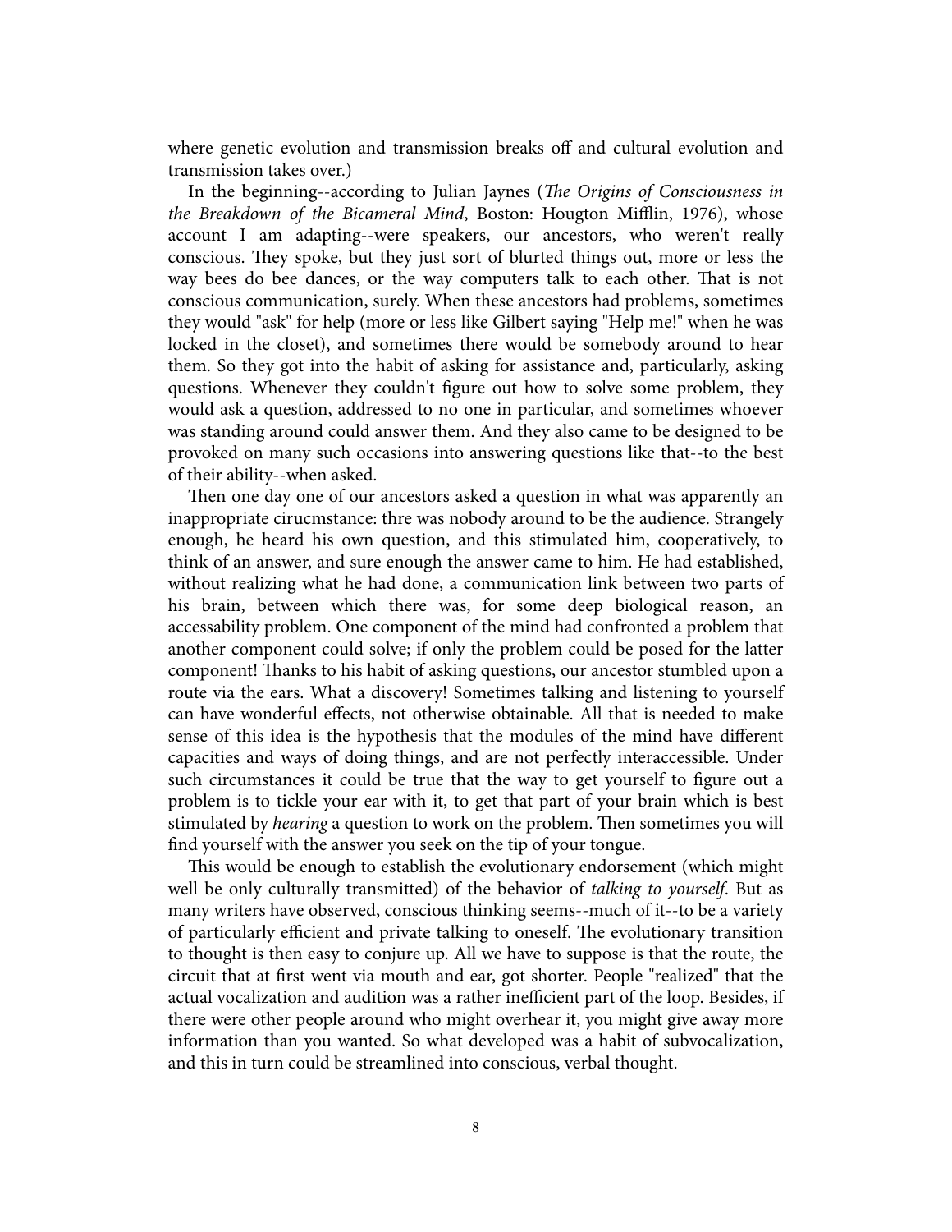where genetic evolution and transmission breaks off and cultural evolution and transmission takes over.)

In the beginning--according to Julian Jaynes (*The Origins of Consciousness in the Breakdown of the Bicameral Mind*, Boston: Hougton Mifflin, 1976), whose account I am adapting--were speakers, our ancestors, who weren't really conscious. They spoke, but they just sort of blurted things out, more or less the way bees do bee dances, or the way computers talk to each other. That is not conscious communication, surely. When these ancestors had problems, sometimes they would "ask" for help (more or less like Gilbert saying "Help me!" when he was locked in the closet), and sometimes there would be somebody around to hear them. So they got into the habit of asking for assistance and, particularly, asking questions. Whenever they couldn't figure out how to solve some problem, they would ask a question, addressed to no one in particular, and sometimes whoever was standing around could answer them. And they also came to be designed to be provoked on many such occasions into answering questions like that--to the best of their ability--when asked.

Then one day one of our ancestors asked a question in what was apparently an inappropriate cirucmstance: thre was nobody around to be the audience. Strangely enough, he heard his own question, and this stimulated him, cooperatively, to think of an answer, and sure enough the answer came to him. He had established, without realizing what he had done, a communication link between two parts of his brain, between which there was, for some deep biological reason, an accessability problem. One component of the mind had confronted a problem that another component could solve; if only the problem could be posed for the latter component! Thanks to his habit of asking questions, our ancestor stumbled upon a route via the ears. What a discovery! Sometimes talking and listening to yourself can have wonderful effects, not otherwise obtainable. All that is needed to make sense of this idea is the hypothesis that the modules of the mind have different capacities and ways of doing things, and are not perfectly interaccessible. Under such circumstances it could be true that the way to get yourself to figure out a problem is to tickle your ear with it, to get that part of your brain which is best stimulated by *hearing* a question to work on the problem. Then sometimes you will find yourself with the answer you seek on the tip of your tongue.

This would be enough to establish the evolutionary endorsement (which might well be only culturally transmitted) of the behavior of *talking to yourself*. But as many writers have observed, conscious thinking seems--much of it--to be a variety of particularly efficient and private talking to oneself. The evolutionary transition to thought is then easy to conjure up. All we have to suppose is that the route, the circuit that at first went via mouth and ear, got shorter. People "realized" that the actual vocalization and audition was a rather inefficient part of the loop. Besides, if there were other people around who might overhear it, you might give away more information than you wanted. So what developed was a habit of subvocalization, and this in turn could be streamlined into conscious, verbal thought.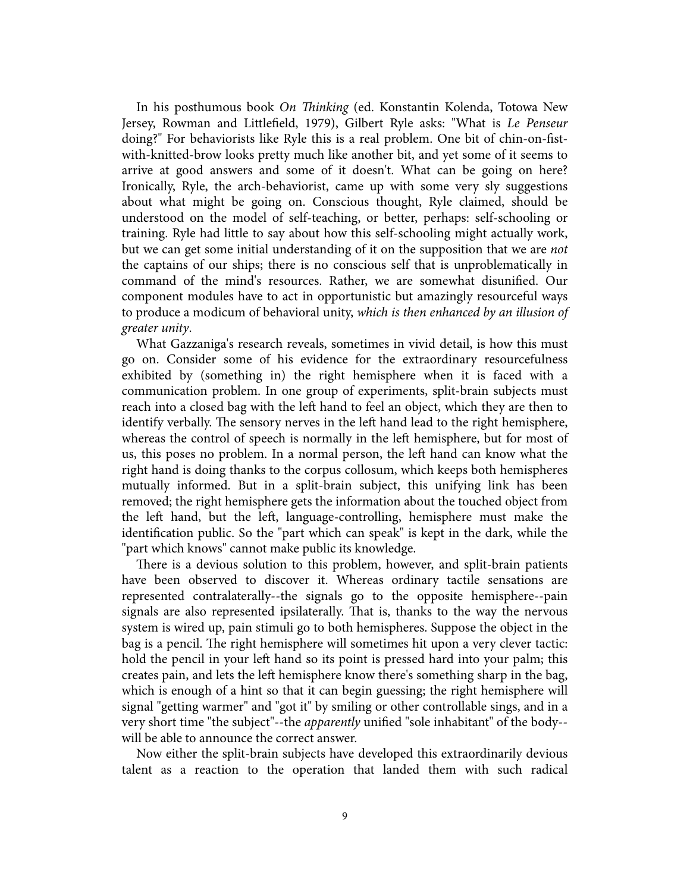In his posthumous book *On Thinking* (ed. Konstantin Kolenda, Totowa New Jersey, Rowman and Littlefield, 1979), Gilbert Ryle asks: "What is *Le Penseur* doing?" For behaviorists like Ryle this is a real problem. One bit of chin-on-fist-with-knitted-brow looks pretty much like another bit, and yet some of it seems to arrive at good answers and some of it doesn't. What can be going on here? Ironically, Ryle, the arch-behaviorist, came up with some very sly suggestions about what might be going on. Conscious thought, Ryle claimed, should be understood on the model of self-teaching, or better, perhaps: self-schooling or training. Ryle had little to say about how this self-schooling might actually work, but we can get some initial understanding of it on the supposition that we are *not* the captains of our ships; there is no conscious self that is unproblematically in command of the mind's resources. Rather, we are somewhat disunified. Our component modules have to act in opportunistic but amazingly resourceful ways to produce a modicum of behavioral unity, *which is then enhanced by an illusion of greater unity*.

What Gazzaniga's research reveals, sometimes in vivid detail, is how this must go on. Consider some of his evidence for the extraordinary resourcefulness exhibited by (something in) the right hemisphere when it is faced with a communication problem. In one group of experiments, split-brain subjects must reach into a closed bag with the left hand to feel an object, which they are then to identify verbally. The sensory nerves in the left hand lead to the right hemisphere, whereas the control of speech is normally in the left hemisphere, but for most of us, this poses no problem. In a normal person, the left hand can know what the right hand is doing thanks to the corpus collosum, which keeps both hemispheres mutually informed. But in a split-brain subject, this unifying link has been removed; the right hemisphere gets the information about the touched object from the left hand, but the left, language-controlling, hemisphere must make the identification public. So the "part which can speak" is kept in the dark, while the "part which knows" cannot make public its knowledge.

There is a devious solution to this problem, however, and split-brain patients have been observed to discover it. Whereas ordinary tactile sensations are represented contralaterally--the signals go to the opposite hemisphere--pain signals are also represented ipsilaterally. That is, thanks to the way the nervous system is wired up, pain stimuli go to both hemispheres. Suppose the object in the bag is a pencil. The right hemisphere will sometimes hit upon a very clever tactic: hold the pencil in your left hand so its point is pressed hard into your palm; this creates pain, and lets the left hemisphere know there's something sharp in the bag, which is enough of a hint so that it can begin guessing; the right hemisphere will signal "getting warmer" and "got it" by smiling or other controllable sings, and in a very short time "the subject"--the *apparently* unified "sole inhabitant" of the body--will be able to announce the correct answer.

Now either the split-brain subjects have developed this extraordinarily devious talent as a reaction to the operation that landed them with such radical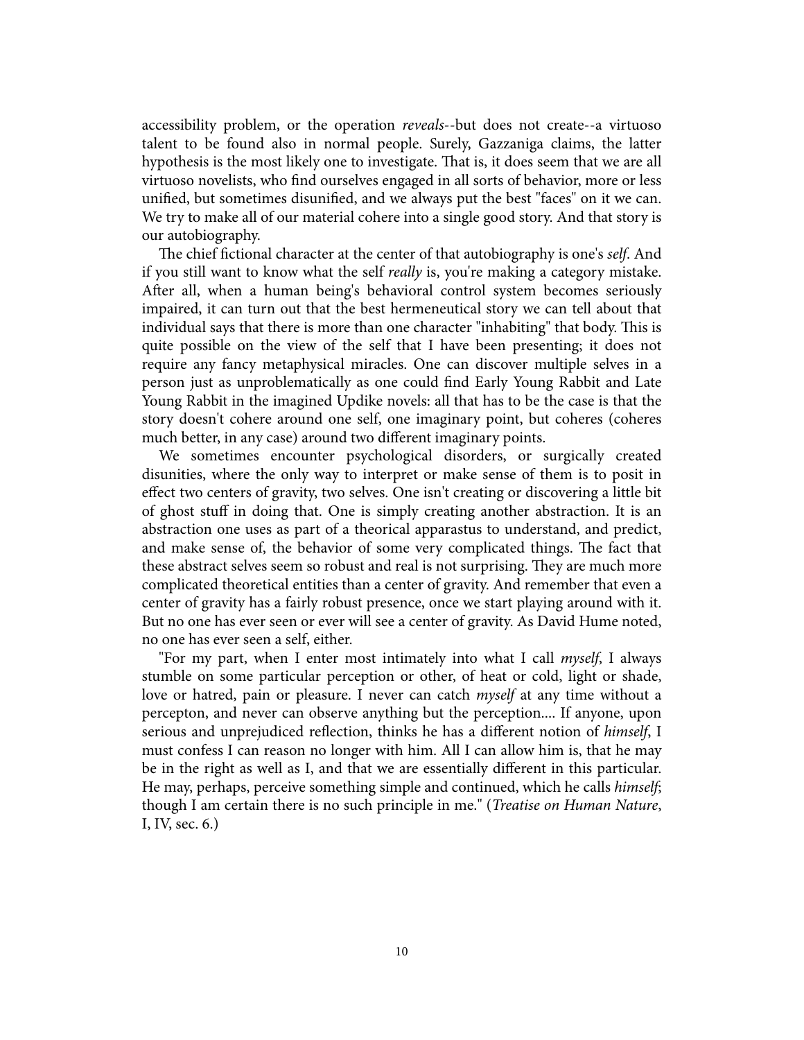accessibility problem, or the operation *reveals*--but does not create--a virtuoso talent to be found also in normal people. Surely, Gazzaniga claims, the latter hypothesis is the most likely one to investigate. That is, it does seem that we are all virtuoso novelists, who find ourselves engaged in all sorts of behavior, more or less unified, but sometimes disunified, and we always put the best "faces" on it we can. We try to make all of our material cohere into a single good story. And that story is our autobiography.

The chief fictional character at the center of that autobiography is one's *self*. And if you still want to know what the self *really* is, you're making a category mistake. After all, when a human being's behavioral control system becomes seriously impaired, it can turn out that the best hermeneutical story we can tell about that individual says that there is more than one character "inhabiting" that body. This is quite possible on the view of the self that I have been presenting; it does not require any fancy metaphysical miracles. One can discover multiple selves in a person just as unproblematically as one could find Early Young Rabbit and Late Young Rabbit in the imagined Updike novels: all that has to be the case is that the story doesn't cohere around one self, one imaginary point, but coheres (coheres much better, in any case) around two different imaginary points.

We sometimes encounter psychological disorders, or surgically created disunities, where the only way to interpret or make sense of them is to posit in effect two centers of gravity, two selves. One isn't creating or discovering a little bit of ghost stuff in doing that. One is simply creating another abstraction. It is an abstraction one uses as part of a theorical apparastus to understand, and predict, and make sense of, the behavior of some very complicated things. The fact that these abstract selves seem so robust and real is not surprising. They are much more complicated theoretical entities than a center of gravity. And remember that even a center of gravity has a fairly robust presence, once we start playing around with it. But no one has ever seen or ever will see a center of gravity. As David Hume noted, no one has ever seen a self, either.

"For my part, when I enter most intimately into what I call *myself*, I always stumble on some particular perception or other, of heat or cold, light or shade, love or hatred, pain or pleasure. I never can catch *myself* at any time without a percepton, and never can observe anything but the perception.... If anyone, upon serious and unprejudiced reflection, thinks he has a different notion of *himself*, I must confess I can reason no longer with him. All I can allow him is, that he may be in the right as well as I, and that we are essentially different in this particular. He may, perhaps, perceive something simple and continued, which he calls *himself*; though I am certain there is no such principle in me." (*Treatise on Human Nature*, I, IV, sec. 6.)